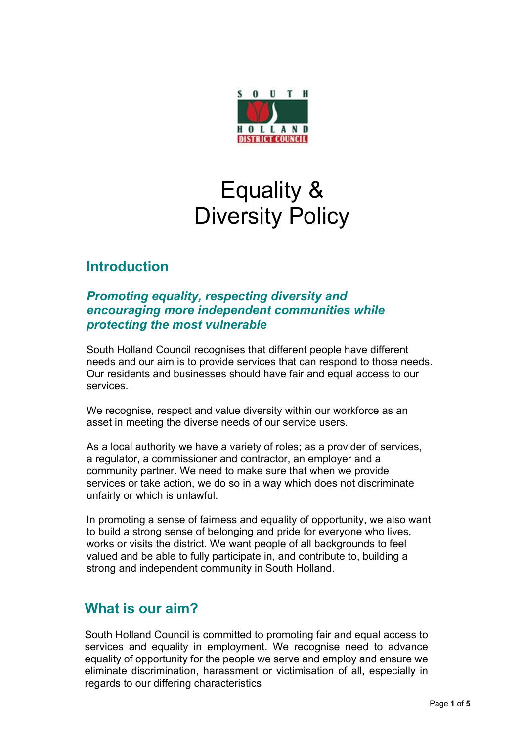# Equality & Diversity Policy

## Introduction

### *Promoting equality, respecting diversity and encouraging more independent communities while protecting the most vulnerable*

South Holland Council recognises that different people have different needs and our aim is to provide services that can respond to those needs. Our residents and businesses should have fair and equal access to our services.

We recognise, respect and value diversity within our workforce as an asset in meeting the diverse needs of our service users.

As a local authority we have a variety of roles; as a provider of services, a regulator, a commissioner and contractor, an employer and a community partner. We need to make sure that when we provide services or take action, we do so in a way which does not discriminate unfairly or which is unlawful.

In promoting a sense of fairness and equality of opportunity, we also want to build a strong sense of belonging and pride for everyone who lives, works or visits the district. We want people of all backgrounds to feel valued and be able to fully participate in, and contribute to, building a strong and independent community in South Holland.

## What is our aim?

South Holland Council is committed to promoting fair and equal access to services and equality in employment. We recognise need to advance equality of opportunity for the people we serve and employ and ensure we eliminate discrimination, harassment or victimisation of all, especially in regards to our differing characteristics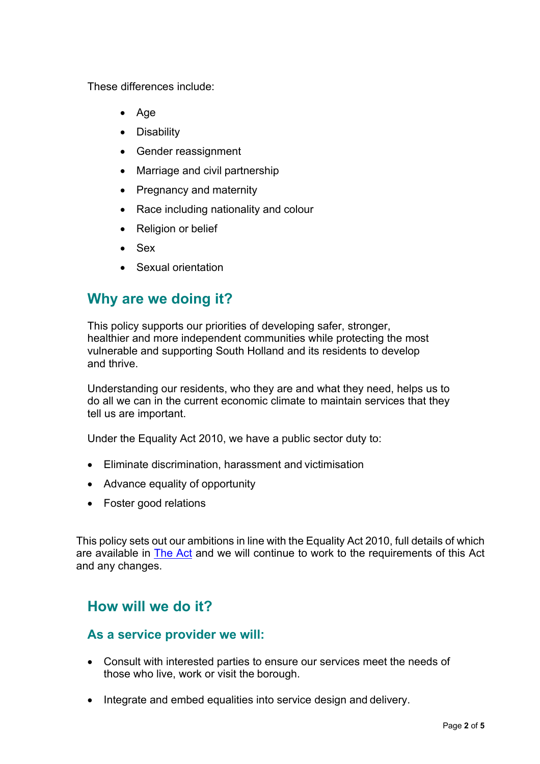These differences include:

- Age
- Disability
- Gender reassignment
- Marriage and civil partnership
- Pregnancy and maternity
- Race including nationality and colour
- Religion or belief
- Sex
- Sexual orientation

## Why are we doing it?

This policy supports our priorities of developing safer, stronger, healthier and more independent communities while protecting the most vulnerable and supporting South Holland and its residents to develop and thrive.

Understanding our residents, who they are and what they need, helps us to do all we can in the current economic climate to maintain services that they tell us are important.

Under the Equality Act 2010, we have a public sector duty to:

- Eliminate discrimination, harassment and victimisation
- Advance equality of opportunity
- Foster good relations

This policy sets out our ambitions in line with the Equality Act 2010, full details of which are available in The Act and we will continue to work to the requirements of this Act and any changes.

## How will we do it?

### As a service provider we will:

- Consult with interested parties to ensure our services meet the needs of those who live, work or visit the borough.
- Integrate and embed equalities into service design and delivery.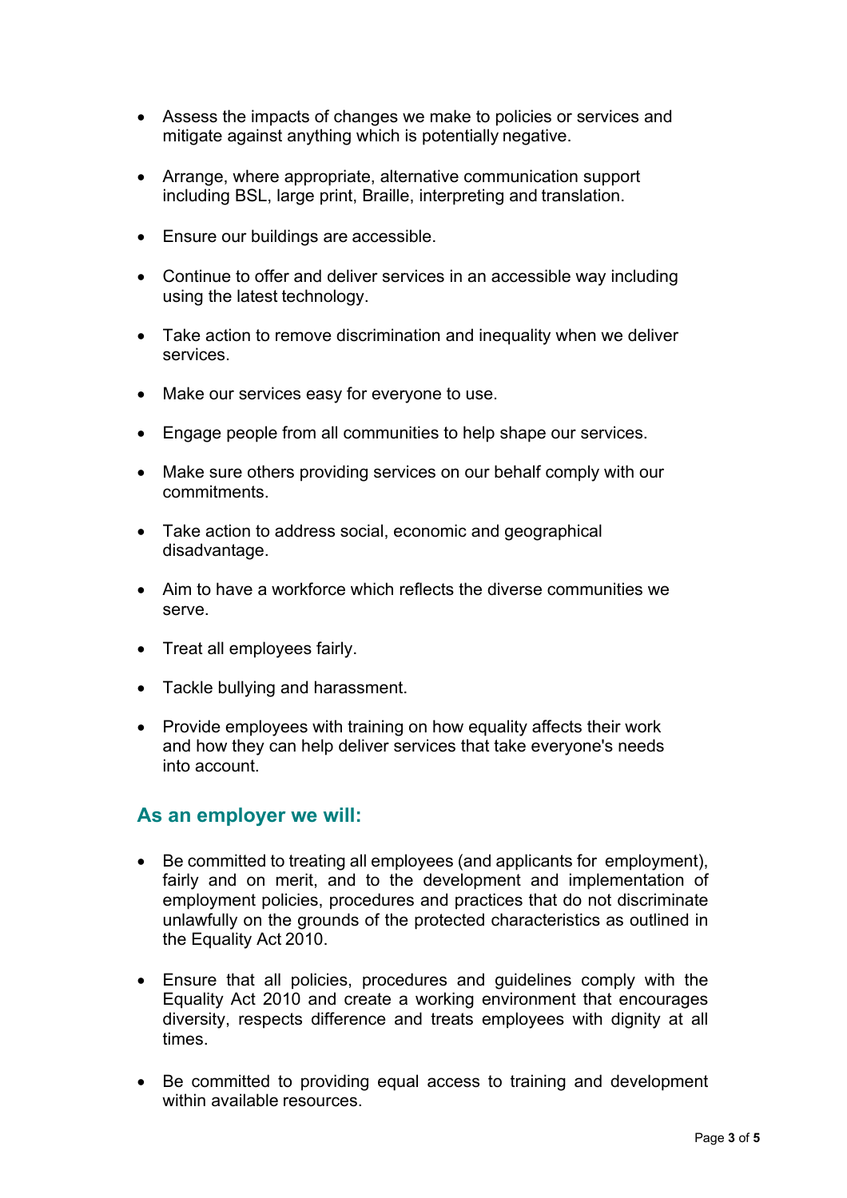- Assess the impacts of changes we make to policies or services and mitigate against anything which is potentially negative.
- Arrange, where appropriate, alternative communication support including BSL, large print, Braille, interpreting and translation.
- Ensure our buildings are accessible.
- Continue to offer and deliver services in an accessible way including using the latest technology.
- Take action to remove discrimination and inequality when we deliver services.
- Make our services easy for everyone to use.
- Engage people from all communities to help shape our services.
- Make sure others providing services on our behalf comply with our commitments.
- Take action to address social, economic and geographical disadvantage.
- Aim to have a workforce which reflects the diverse communities we serve.
- Treat all employees fairly.
- Tackle bullying and harassment.
- Provide employees with training on how equality affects their work and how they can help deliver services that take everyone's needs into account.

## As an employer we will:

- Be committed to treating all employees (and applicants for employment), fairly and on merit, and to the development and implementation of employment policies, procedures and practices that do not discriminate unlawfully on the grounds of the protected characteristics as outlined in the Equality Act 2010.
- Ensure that all policies, procedures and guidelines comply with the Equality Act 2010 and create a working environment that encourages diversity, respects difference and treats employees with dignity at all times.
- Be committed to providing equal access to training and development within available resources.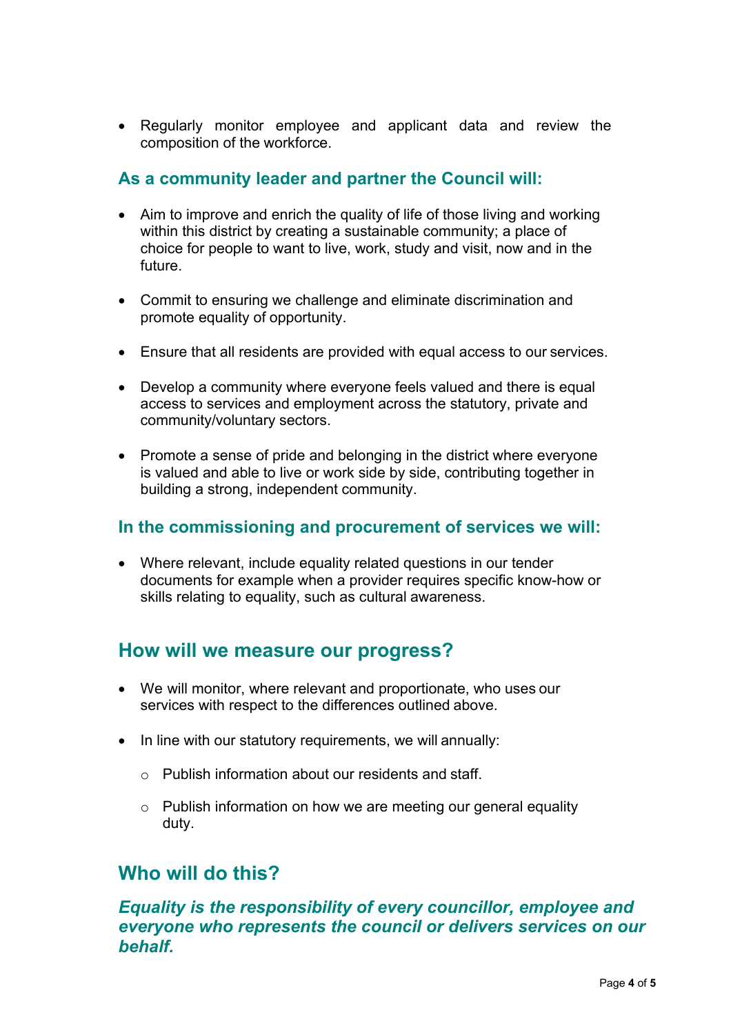- Regularly monitor employee and applicant data and review the composition of the workforce.

### As a community leader and partner the Council will:

- Aim to improve and enrich the quality of life of those living and working within this district by creating a sustainable community; a place of choice for people to want to live, work, study and visit, now and in the future.

- Commit to ensuring we challenge and eliminate discrimination and promote equality of opportunity.

- Ensure that all residents are provided with equal access to our services.

- Develop a community where everyone feels valued and there is equal access to services and employment across the statutory, private and community/voluntary sectors.

- Promote a sense of pride and belonging in the district where everyone is valued and able to live or work side by side, contributing together in building a strong, independent community.

### In the commissioning and procurement of services we will:

- Where relevant, include equality related questions in our tender documents for example when a provider requires specific know-how or skills relating to equality, such as cultural awareness.

## How will we measure our progress?

- We will monitor, where relevant and proportionate, who uses our services with respect to the differences outlined above.

- In line with our statutory requirements, we will annually:

  - Publish information about our residents and staff.

  - Publish information on how we are meeting our general equality duty.

## Who will do this?

***Equality is the responsibility of every councillor, employee and everyone who represents the council or delivers services on our behalf.***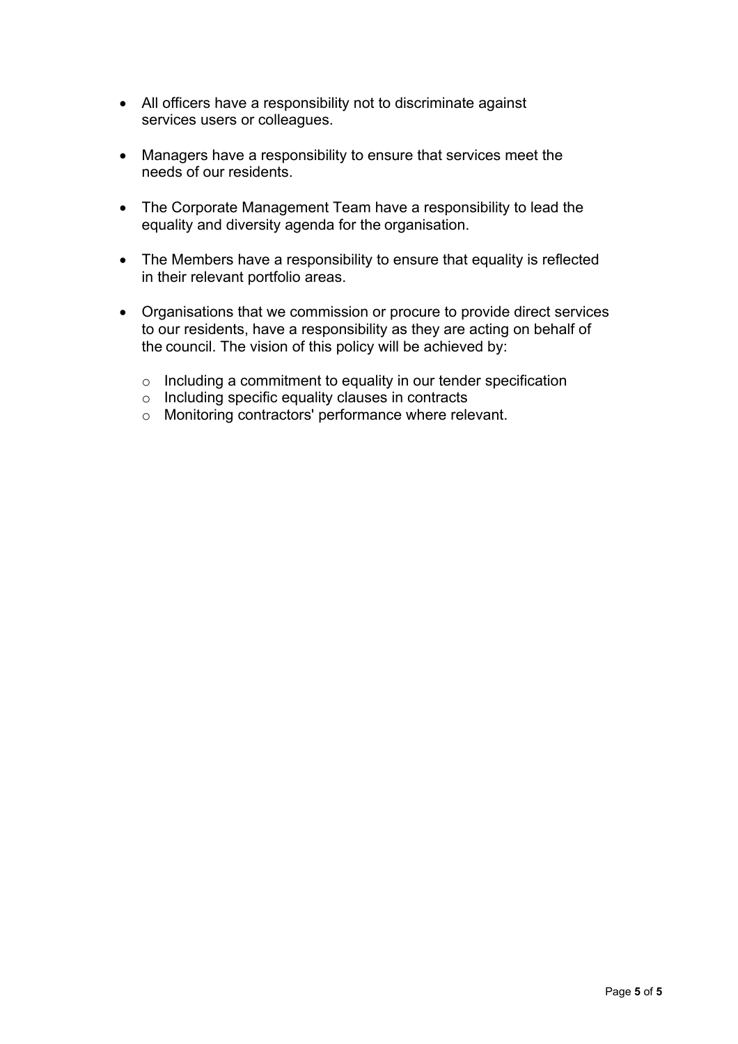- All officers have a responsibility not to discriminate against services users or colleagues.

- Managers have a responsibility to ensure that services meet the needs of our residents.

- The Corporate Management Team have a responsibility to lead the equality and diversity agenda for the organisation.

- The Members have a responsibility to ensure that equality is reflected in their relevant portfolio areas.

- Organisations that we commission or procure to provide direct services to our residents, have a responsibility as they are acting on behalf of the council. The vision of this policy will be achieved by:

  - Including a commitment to equality in our tender specification
  - Including specific equality clauses in contracts
  - Monitoring contractors' performance where relevant.